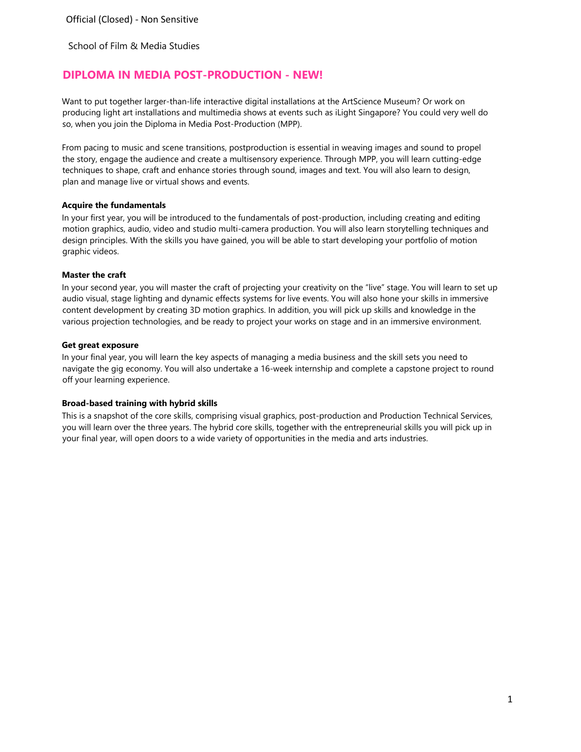Official (Closed) - Non Sensitive

School of Film & Media Studies

# DIPLOMA IN MEDIA POST-PRODUCTION - NEW!

Want to put together larger-than-life interactive digital installations at the ArtScience Museum? Or work on producing light art installations and multimedia shows at events such as iLight Singapore? You could very well do so, when you join the Diploma in Media Post-Production (MPP).

From pacing to music and scene transitions, postproduction is essential in weaving images and sound to propel the story, engage the audience and create a multisensory experience. Through MPP, you will learn cutting-edge techniques to shape, craft and enhance stories through sound, images and text. You will also learn to design, plan and manage live or virtual shows and events.

**Acquire the fundamentals**

In your first year, you will be introduced to the fundamentals of post-production, including creating and editing motion graphics, audio, video and studio multi-camera production. You will also learn storytelling techniques and design principles. With the skills you have gained, you will be able to start developing your portfolio of motion graphic videos.

**Master the craft**

In your second year, you will master the craft of projecting your creativity on the "live" stage. You will learn to set up audio visual, stage lighting and dynamic effects systems for live events. You will also hone your skills in immersive content development by creating 3D motion graphics. In addition, you will pick up skills and knowledge in the various projection technologies, and be ready to project your works on stage and in an immersive environment.

**Get great exposure**

In your final year, you will learn the key aspects of managing a media business and the skill sets you need to navigate the gig economy. You will also undertake a 16-week internship and complete a capstone project to round off your learning experience.

**Broad-based training with hybrid skills**

This is a snapshot of the core skills, comprising visual graphics, post-production and Production Technical Services, you will learn over the three years. The hybrid core skills, together with the entrepreneurial skills you will pick up in your final year, will open doors to a wide variety of opportunities in the media and arts industries.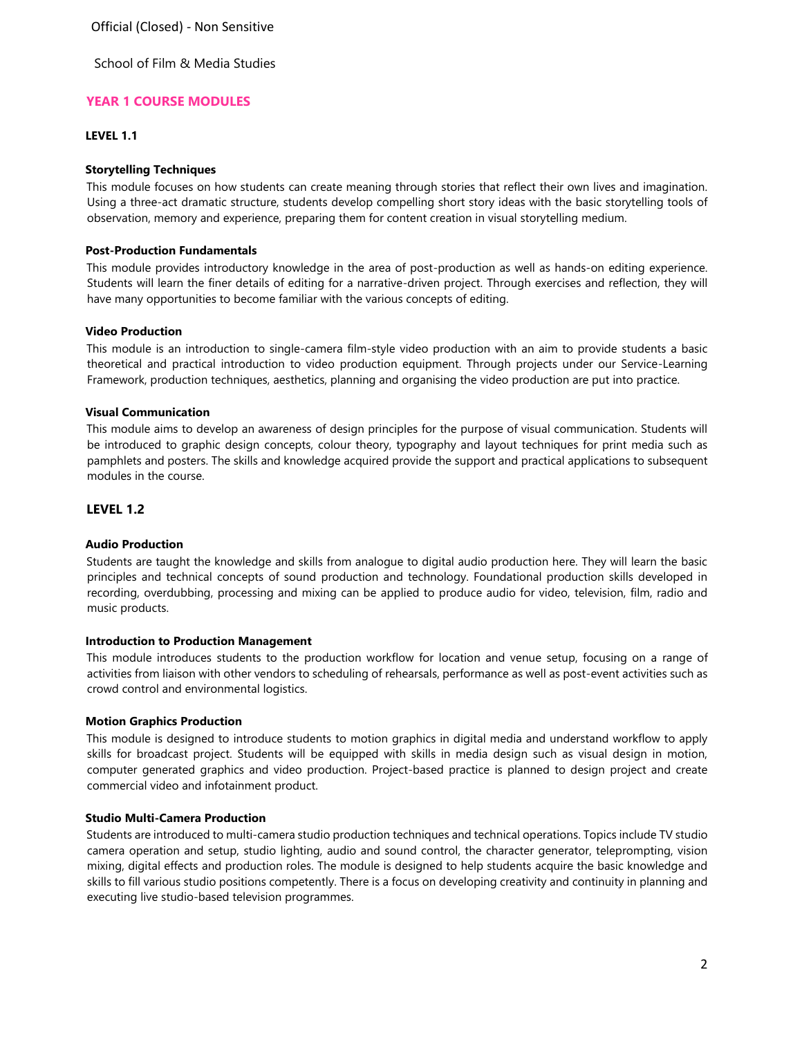School of Film & Media Studies

## YEAR 1 COURSE MODULES

### LEVEL 1.1

**Storytelling Techniques**

This module focuses on how students can create meaning through stories that reflect their own lives and imagination. Using a three-act dramatic structure, students develop compelling short story ideas with the basic storytelling tools of observation, memory and experience, preparing them for content creation in visual storytelling medium.

**Post-Production Fundamentals**

This module provides introductory knowledge in the area of post-production as well as hands-on editing experience. Students will learn the finer details of editing for a narrative-driven project. Through exercises and reflection, they will have many opportunities to become familiar with the various concepts of editing.

**Video Production**

This module is an introduction to single-camera film-style video production with an aim to provide students a basic theoretical and practical introduction to video production equipment. Through projects under our Service-Learning Framework, production techniques, aesthetics, planning and organising the video production are put into practice.

**Visual Communication**

This module aims to develop an awareness of design principles for the purpose of visual communication. Students will be introduced to graphic design concepts, colour theory, typography and layout techniques for print media such as pamphlets and posters. The skills and knowledge acquired provide the support and practical applications to subsequent modules in the course.

### LEVEL 1.2

**Audio Production**

Students are taught the knowledge and skills from analogue to digital audio production here. They will learn the basic principles and technical concepts of sound production and technology. Foundational production skills developed in recording, overdubbing, processing and mixing can be applied to produce audio for video, television, film, radio and music products.

**Introduction to Production Management**

This module introduces students to the production workflow for location and venue setup, focusing on a range of activities from liaison with other vendors to scheduling of rehearsals, performance as well as post-event activities such as crowd control and environmental logistics.

**Motion Graphics Production**

This module is designed to introduce students to motion graphics in digital media and understand workflow to apply skills for broadcast project. Students will be equipped with skills in media design such as visual design in motion, computer generated graphics and video production. Project-based practice is planned to design project and create commercial video and infotainment product.

**Studio Multi-Camera Production**

Students are introduced to multi-camera studio production techniques and technical operations. Topics include TV studio camera operation and setup, studio lighting, audio and sound control, the character generator, teleprompting, vision mixing, digital effects and production roles. The module is designed to help students acquire the basic knowledge and skills to fill various studio positions competently. There is a focus on developing creativity and continuity in planning and executing live studio-based television programmes.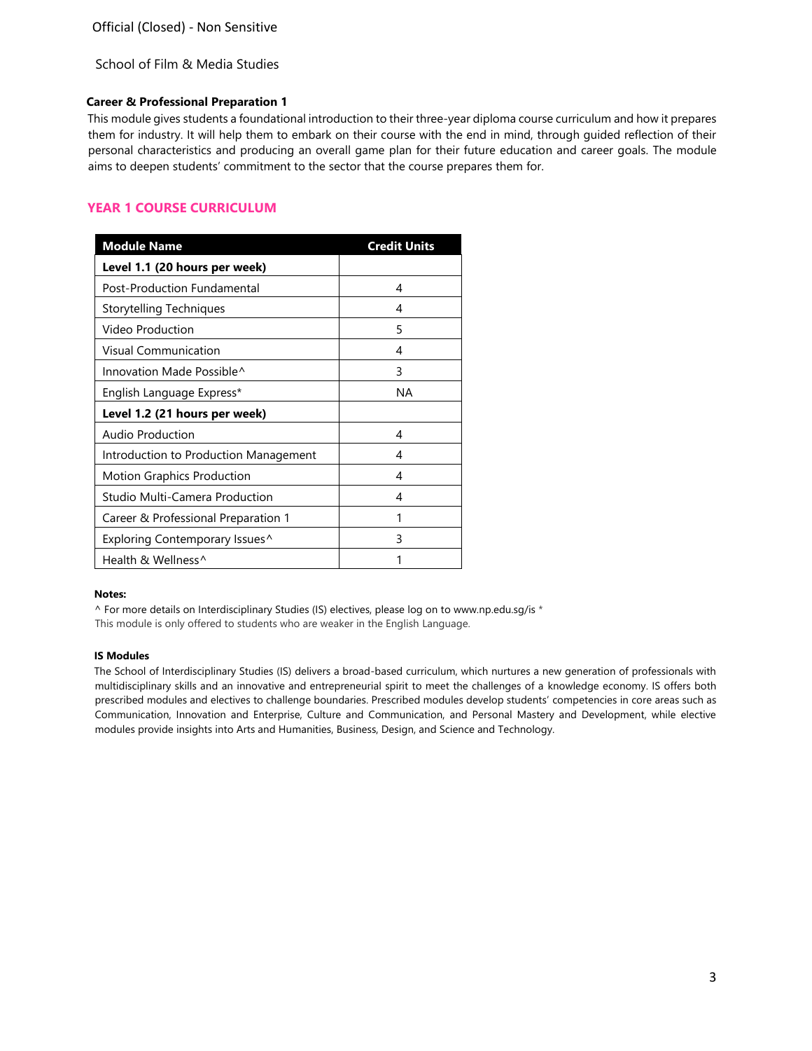Official (Closed) - Non Sensitive

School of Film & Media Studies

**Career & Professional Preparation 1**

This module gives students a foundational introduction to their three-year diploma course curriculum and how it prepares them for industry. It will help them to embark on their course with the end in mind, through guided reflection of their personal characteristics and producing an overall game plan for their future education and career goals. The module aims to deepen students' commitment to the sector that the course prepares them for.

## YEAR 1 COURSE CURRICULUM

| Module Name | Credit Units |
|---|---|
| **Level 1.1 (20 hours per week)** | |
| Post-Production Fundamental | 4 |
| Storytelling Techniques | 4 |
| Video Production | 5 |
| Visual Communication | 4 |
| Innovation Made Possible^ | 3 |
| English Language Express* | NA |
| **Level 1.2 (21 hours per week)** | |
| Audio Production | 4 |
| Introduction to Production Management | 4 |
| Motion Graphics Production | 4 |
| Studio Multi-Camera Production | 4 |
| Career & Professional Preparation 1 | 1 |
| Exploring Contemporary Issues^ | 3 |
| Health & Wellness^ | 1 |

**Notes:**

^ For more details on Interdisciplinary Studies (IS) electives, please log on to www.np.edu.sg/is *
This module is only offered to students who are weaker in the English Language.

**IS Modules**

The School of Interdisciplinary Studies (IS) delivers a broad-based curriculum, which nurtures a new generation of professionals with multidisciplinary skills and an innovative and entrepreneurial spirit to meet the challenges of a knowledge economy. IS offers both prescribed modules and electives to challenge boundaries. Prescribed modules develop students' competencies in core areas such as Communication, Innovation and Enterprise, Culture and Communication, and Personal Mastery and Development, while elective modules provide insights into Arts and Humanities, Business, Design, and Science and Technology.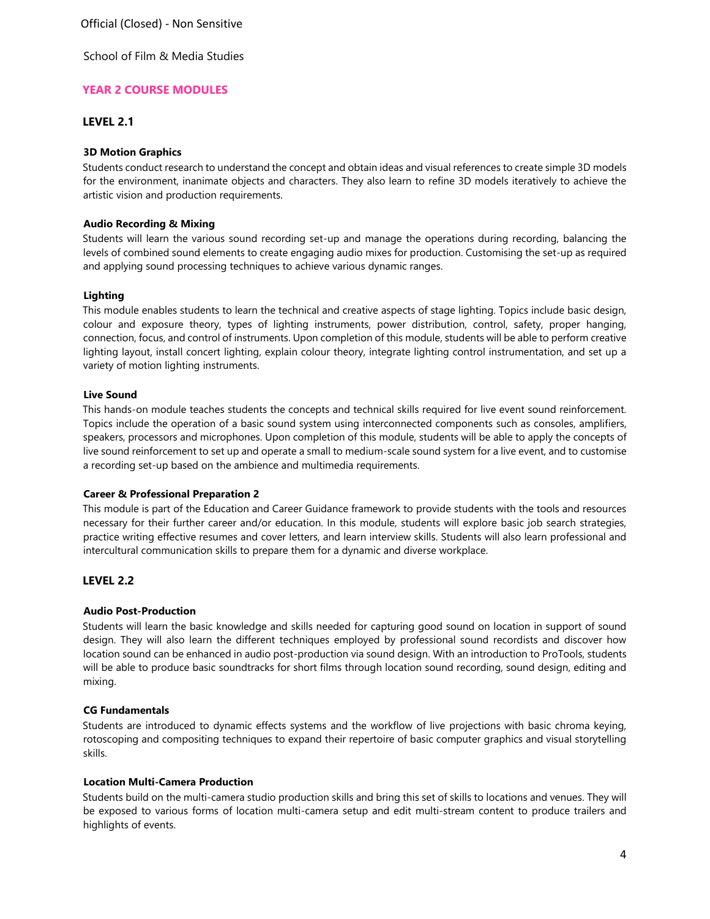Official (Closed) - Non Sensitive

School of Film & Media Studies

## YEAR 2 COURSE MODULES

### LEVEL 2.1

**3D Motion Graphics**

Students conduct research to understand the concept and obtain ideas and visual references to create simple 3D models for the environment, inanimate objects and characters. They also learn to refine 3D models iteratively to achieve the artistic vision and production requirements.

**Audio Recording & Mixing**

Students will learn the various sound recording set-up and manage the operations during recording, balancing the levels of combined sound elements to create engaging audio mixes for production. Customising the set-up as required and applying sound processing techniques to achieve various dynamic ranges.

**Lighting**

This module enables students to learn the technical and creative aspects of stage lighting. Topics include basic design, colour and exposure theory, types of lighting instruments, power distribution, control, safety, proper hanging, connection, focus, and control of instruments. Upon completion of this module, students will be able to perform creative lighting layout, install concert lighting, explain colour theory, integrate lighting control instrumentation, and set up a variety of motion lighting instruments.

**Live Sound**

This hands-on module teaches students the concepts and technical skills required for live event sound reinforcement. Topics include the operation of a basic sound system using interconnected components such as consoles, amplifiers, speakers, processors and microphones. Upon completion of this module, students will be able to apply the concepts of live sound reinforcement to set up and operate a small to medium-scale sound system for a live event, and to customise a recording set-up based on the ambience and multimedia requirements.

**Career & Professional Preparation 2**

This module is part of the Education and Career Guidance framework to provide students with the tools and resources necessary for their further career and/or education. In this module, students will explore basic job search strategies, practice writing effective resumes and cover letters, and learn interview skills. Students will also learn professional and intercultural communication skills to prepare them for a dynamic and diverse workplace.

### LEVEL 2.2

**Audio Post-Production**

Students will learn the basic knowledge and skills needed for capturing good sound on location in support of sound design. They will also learn the different techniques employed by professional sound recordists and discover how location sound can be enhanced in audio post-production via sound design. With an introduction to ProTools, students will be able to produce basic soundtracks for short films through location sound recording, sound design, editing and mixing.

**CG Fundamentals**

Students are introduced to dynamic effects systems and the workflow of live projections with basic chroma keying, rotoscoping and compositing techniques to expand their repertoire of basic computer graphics and visual storytelling skills.

**Location Multi-Camera Production**

Students build on the multi-camera studio production skills and bring this set of skills to locations and venues. They will be exposed to various forms of location multi-camera setup and edit multi-stream content to produce trailers and highlights of events.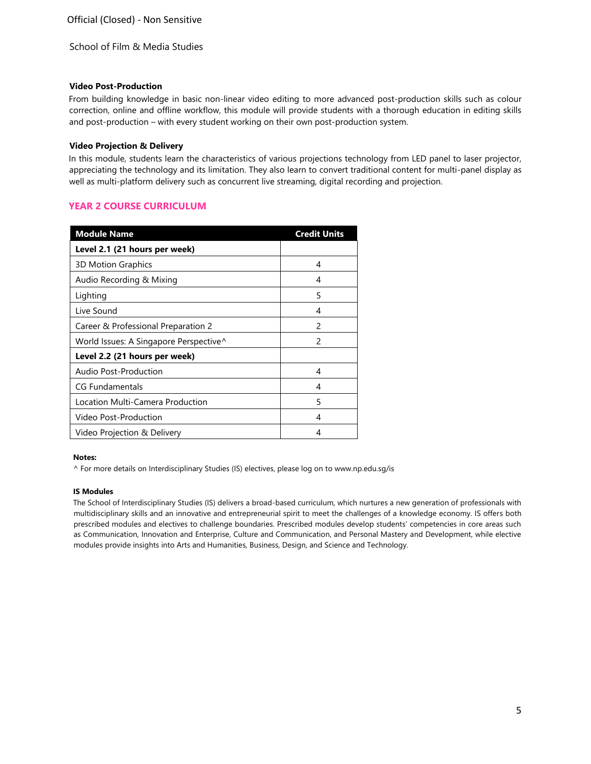### Video Post-Production

From building knowledge in basic non-linear video editing to more advanced post-production skills such as colour correction, online and offline workflow, this module will provide students with a thorough education in editing skills and post-production – with every student working on their own post-production system.

### Video Projection & Delivery

In this module, students learn the characteristics of various projections technology from LED panel to laser projector, appreciating the technology and its limitation. They also learn to convert traditional content for multi-panel display as well as multi-platform delivery such as concurrent live streaming, digital recording and projection.

## YEAR 2 COURSE CURRICULUM

| Module Name | Credit Units |
|---|---|
| **Level 2.1 (21 hours per week)** | |
| 3D Motion Graphics | 4 |
| Audio Recording & Mixing | 4 |
| Lighting | 5 |
| Live Sound | 4 |
| Career & Professional Preparation 2 | 2 |
| World Issues: A Singapore Perspective^ | 2 |
| **Level 2.2 (21 hours per week)** | |
| Audio Post-Production | 4 |
| CG Fundamentals | 4 |
| Location Multi-Camera Production | 5 |
| Video Post-Production | 4 |
| Video Projection & Delivery | 4 |

**Notes:**

^ For more details on Interdisciplinary Studies (IS) electives, please log on to www.np.edu.sg/is

**IS Modules**

The School of Interdisciplinary Studies (IS) delivers a broad-based curriculum, which nurtures a new generation of professionals with multidisciplinary skills and an innovative and entrepreneurial spirit to meet the challenges of a knowledge economy. IS offers both prescribed modules and electives to challenge boundaries. Prescribed modules develop students' competencies in core areas such as Communication, Innovation and Enterprise, Culture and Communication, and Personal Mastery and Development, while elective modules provide insights into Arts and Humanities, Business, Design, and Science and Technology.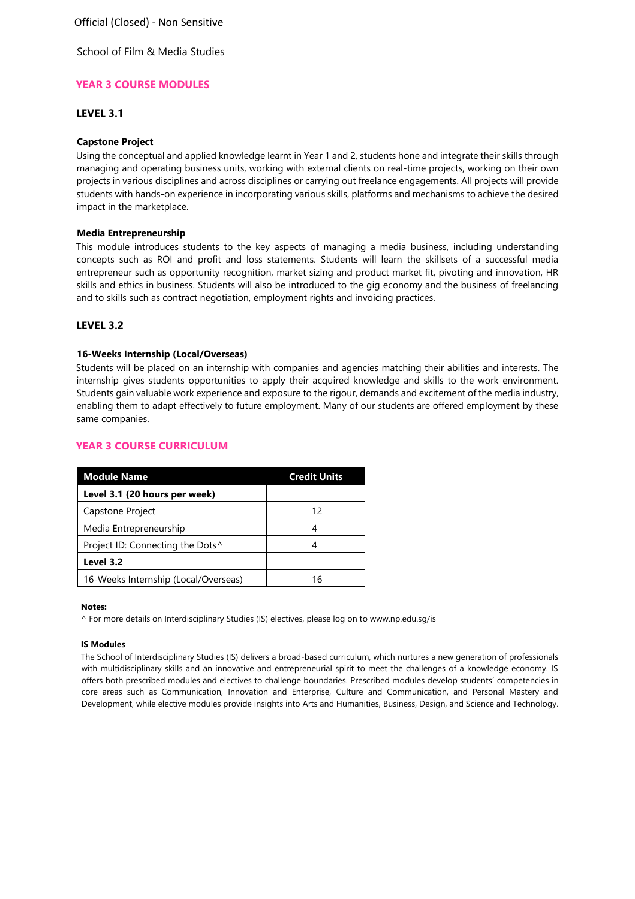School of Film & Media Studies

## YEAR 3 COURSE MODULES

### LEVEL 3.1

**Capstone Project**

Using the conceptual and applied knowledge learnt in Year 1 and 2, students hone and integrate their skills through managing and operating business units, working with external clients on real-time projects, working on their own projects in various disciplines and across disciplines or carrying out freelance engagements. All projects will provide students with hands-on experience in incorporating various skills, platforms and mechanisms to achieve the desired impact in the marketplace.

**Media Entrepreneurship**

This module introduces students to the key aspects of managing a media business, including understanding concepts such as ROI and profit and loss statements. Students will learn the skillsets of a successful media entrepreneur such as opportunity recognition, market sizing and product market fit, pivoting and innovation, HR skills and ethics in business. Students will also be introduced to the gig economy and the business of freelancing and to skills such as contract negotiation, employment rights and invoicing practices.

### LEVEL 3.2

**16-Weeks Internship (Local/Overseas)**

Students will be placed on an internship with companies and agencies matching their abilities and interests. The internship gives students opportunities to apply their acquired knowledge and skills to the work environment. Students gain valuable work experience and exposure to the rigour, demands and excitement of the media industry, enabling them to adapt effectively to future employment. Many of our students are offered employment by these same companies.

## YEAR 3 COURSE CURRICULUM

| Module Name | Credit Units |
|---|---|
| **Level 3.1 (20 hours per week)** | |
| Capstone Project | 12 |
| Media Entrepreneurship | 4 |
| Project ID: Connecting the Dots^ | 4 |
| **Level 3.2** | |
| 16-Weeks Internship (Local/Overseas) | 16 |

**Notes:**

^ For more details on Interdisciplinary Studies (IS) electives, please log on to www.np.edu.sg/is

**IS Modules**

The School of Interdisciplinary Studies (IS) delivers a broad-based curriculum, which nurtures a new generation of professionals with multidisciplinary skills and an innovative and entrepreneurial spirit to meet the challenges of a knowledge economy. IS offers both prescribed modules and electives to challenge boundaries. Prescribed modules develop students' competencies in core areas such as Communication, Innovation and Enterprise, Culture and Communication, and Personal Mastery and Development, while elective modules provide insights into Arts and Humanities, Business, Design, and Science and Technology.